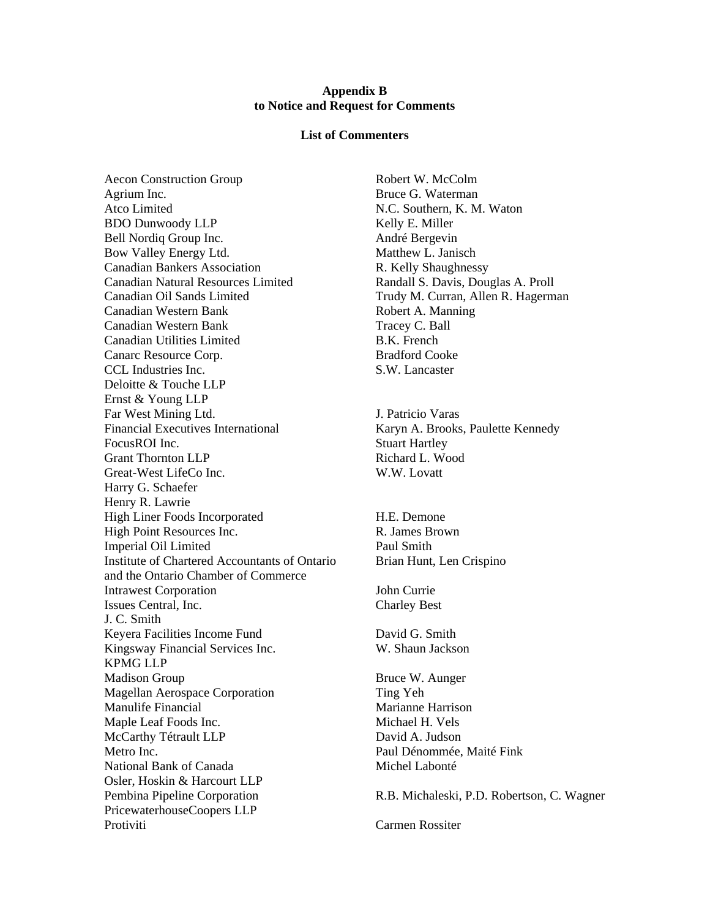**Appendix B**
**to Notice and Request for Comments**

**List of Commenters**

| Commenter | Contact |
|---|---|
| Aecon Construction Group | Robert W. McColm |
| Agrium Inc. | Bruce G. Waterman |
| Atco Limited | N.C. Southern, K. M. Waton |
| BDO Dunwoody LLP | Kelly E. Miller |
| Bell Nordiq Group Inc. | André Bergevin |
| Bow Valley Energy Ltd. | Matthew L. Janisch |
| Canadian Bankers Association | R. Kelly Shaughnessy |
| Canadian Natural Resources Limited | Randall S. Davis, Douglas A. Proll |
| Canadian Oil Sands Limited | Trudy M. Curran, Allen R. Hagerman |
| Canadian Western Bank | Robert A. Manning |
| Canadian Western Bank | Tracey C. Ball |
| Canadian Utilities Limited | B.K. French |
| Canarc Resource Corp. | Bradford Cooke |
| CCL Industries Inc. | S.W. Lancaster |
| Deloitte & Touche LLP | |
| Ernst & Young LLP | |
| Far West Mining Ltd. | J. Patricio Varas |
| Financial Executives International | Karyn A. Brooks, Paulette Kennedy |
| FocusROI Inc. | Stuart Hartley |
| Grant Thornton LLP | Richard L. Wood |
| Great-West LifeCo Inc. | W.W. Lovatt |
| Harry G. Schaefer | |
| Henry R. Lawrie | |
| High Liner Foods Incorporated | H.E. Demone |
| High Point Resources Inc. | R. James Brown |
| Imperial Oil Limited | Paul Smith |
| Institute of Chartered Accountants of Ontario and the Ontario Chamber of Commerce | Brian Hunt, Len Crispino |
| Intrawest Corporation | John Currie |
| Issues Central, Inc. | Charley Best |
| J. C. Smith | |
| Keyera Facilities Income Fund | David G. Smith |
| Kingsway Financial Services Inc. | W. Shaun Jackson |
| KPMG LLP | |
| Madison Group | Bruce W. Aunger |
| Magellan Aerospace Corporation | Ting Yeh |
| Manulife Financial | Marianne Harrison |
| Maple Leaf Foods Inc. | Michael H. Vels |
| McCarthy Tétrault LLP | David A. Judson |
| Metro Inc. | Paul Dénommée, Maité Fink |
| National Bank of Canada | Michel Labonté |
| Osler, Hoskin & Harcourt LLP | |
| Pembina Pipeline Corporation | R.B. Michaleski, P.D. Robertson, C. Wagner |
| PricewaterhouseCoopers LLP | |
| Protiviti | Carmen Rossiter |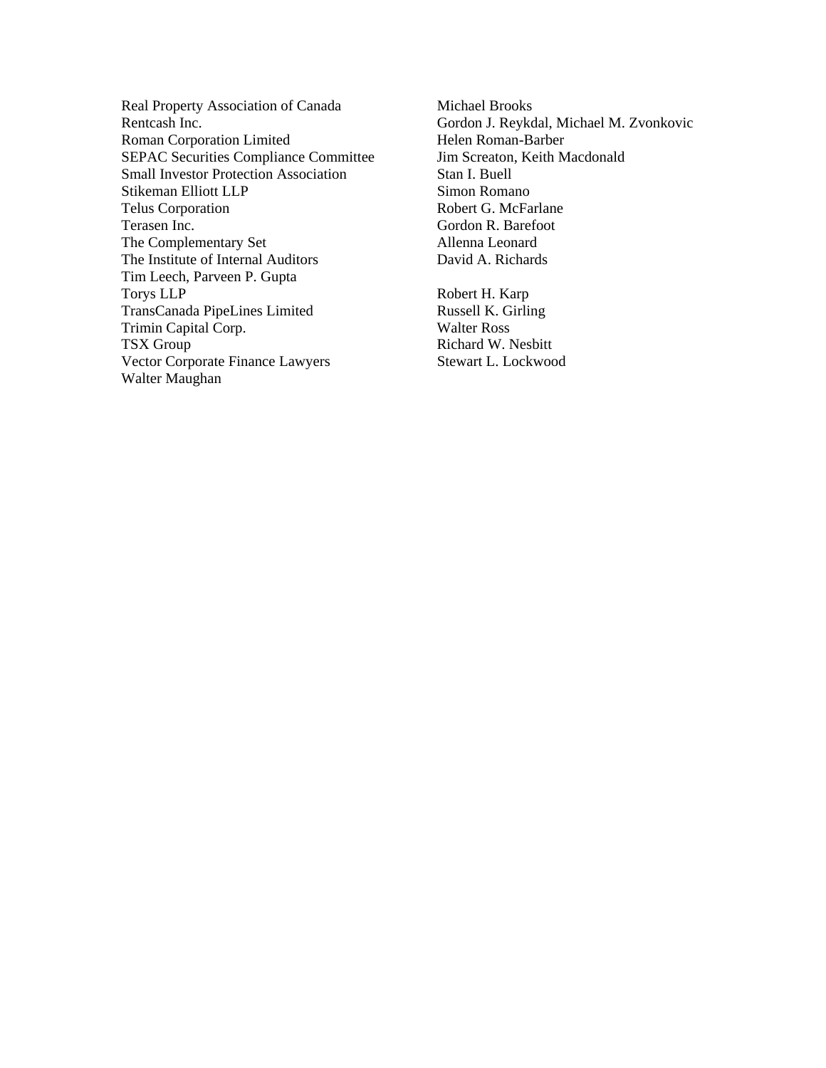| | |
|---|---|
| Real Property Association of Canada | Michael Brooks |
| Rentcash Inc. | Gordon J. Reykdal, Michael M. Zvonkovic |
| Roman Corporation Limited | Helen Roman-Barber |
| SEPAC Securities Compliance Committee | Jim Screaton, Keith Macdonald |
| Small Investor Protection Association | Stan I. Buell |
| Stikeman Elliott LLP | Simon Romano |
| Telus Corporation | Robert G. McFarlane |
| Terasen Inc. | Gordon R. Barefoot |
| The Complementary Set | Allenna Leonard |
| The Institute of Internal Auditors | David A. Richards |
| Tim Leech, Parveen P. Gupta | |
| Torys LLP | Robert H. Karp |
| TransCanada PipeLines Limited | Russell K. Girling |
| Trimin Capital Corp. | Walter Ross |
| TSX Group | Richard W. Nesbitt |
| Vector Corporate Finance Lawyers | Stewart L. Lockwood |
| Walter Maughan | |